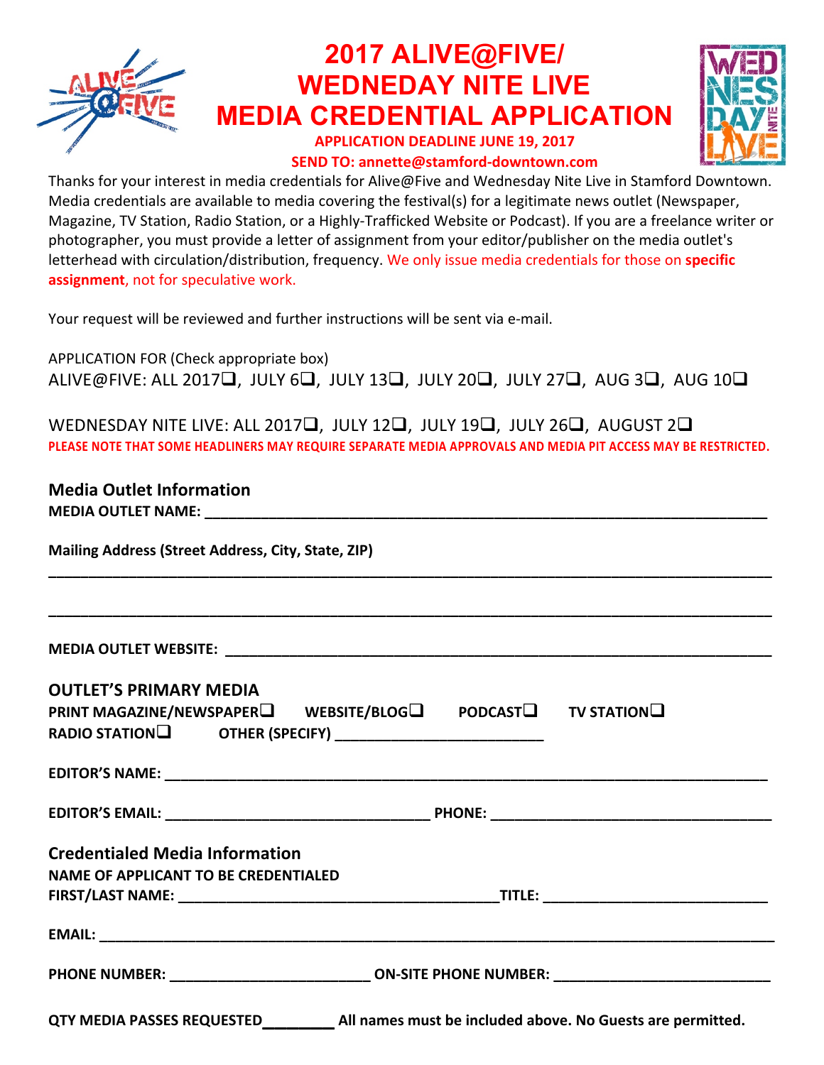# 2017 ALIVE@FIVE/ WEDNEDAY NITE LIVE MEDIA CREDENTIAL APPLICATION

**APPLICATION DEADLINE JUNE 19, 2017**

**SEND TO: annette@stamford-downtown.com**

Thanks for your interest in media credentials for Alive@Five and Wednesday Nite Live in Stamford Downtown. Media credentials are available to media covering the festival(s) for a legitimate news outlet (Newspaper, Magazine, TV Station, Radio Station, or a Highly-Trafficked Website or Podcast). If you are a freelance writer or photographer, you must provide a letter of assignment from your editor/publisher on the media outlet's letterhead with circulation/distribution, frequency. We only issue media credentials for those on **specific assignment**, not for speculative work.

Your request will be reviewed and further instructions will be sent via e-mail.

APPLICATION FOR (Check appropriate box)

ALIVE@FIVE: ALL 2017❑, JULY 6❑, JULY 13❑, JULY 20❑, JULY 27❑, AUG 3❑, AUG 10❑

WEDNESDAY NITE LIVE: ALL 2017❑, JULY 12❑, JULY 19❑, JULY 26❑, AUGUST 2❑

**PLEASE NOTE THAT SOME HEADLINERS MAY REQUIRE SEPARATE MEDIA APPROVALS AND MEDIA PIT ACCESS MAY BE RESTRICTED.**

## Media Outlet Information

**MEDIA OUTLET NAME:** ______________________________________________________________

**Mailing Address (Street Address, City, State, ZIP)**

________________________________________________________________________________

________________________________________________________________________________

**MEDIA OUTLET WEBSITE:** ___________________________________________________________

## OUTLET'S PRIMARY MEDIA

**PRINT MAGAZINE/NEWSPAPER❑ WEBSITE/BLOG❑ PODCAST❑ TV STATION❑**

**RADIO STATION❑ OTHER (SPECIFY)** ______________________

**EDITOR'S NAME:** _________________________________________________________________

**EDITOR'S EMAIL:** ____________________________ **PHONE:** ______________________________

## Credentialed Media Information

**NAME OF APPLICANT TO BE CREDENTIALED**

**FIRST/LAST NAME:** __________________________________ **TITLE:** _________________________

**EMAIL:** _______________________________________________________________________

**PHONE NUMBER:** ______________________ **ON-SITE PHONE NUMBER:** _______________________

**QTY MEDIA PASSES REQUESTED** ________ **All names must be included above. No Guests are permitted.**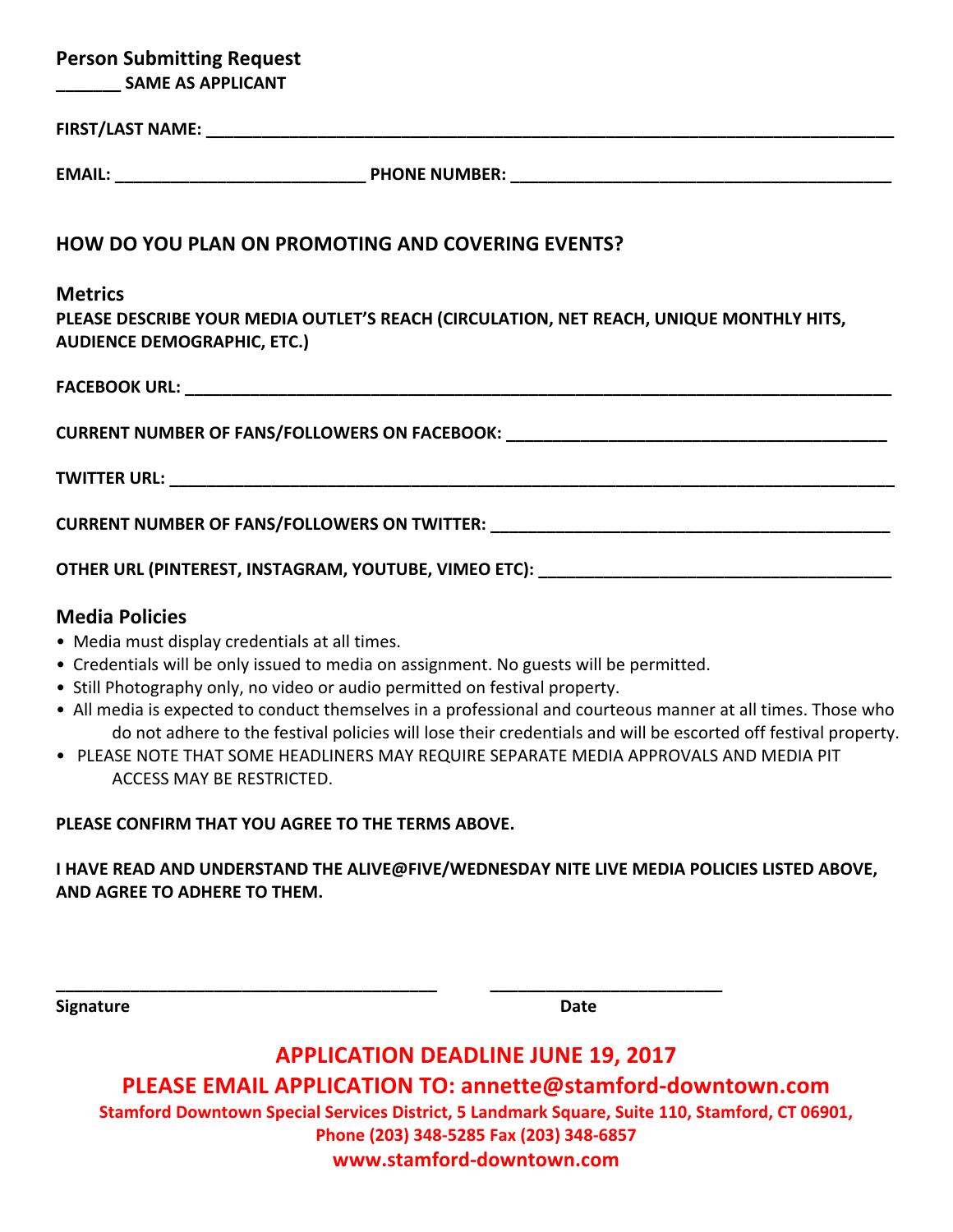## Person Submitting Request

**_______ SAME AS APPLICANT**

**FIRST/LAST NAME: ___________________________________________________________________________**

**EMAIL: ___________________________ PHONE NUMBER: __________________________________________**

## HOW DO YOU PLAN ON PROMOTING AND COVERING EVENTS?

### Metrics

**PLEASE DESCRIBE YOUR MEDIA OUTLET'S REACH (CIRCULATION, NET REACH, UNIQUE MONTHLY HITS, AUDIENCE DEMOGRAPHIC, ETC.)**

**FACEBOOK URL: ___________________________________________________________________________**

**CURRENT NUMBER OF FANS/FOLLOWERS ON FACEBOOK: ________________________________________**

**TWITTER URL: ____________________________________________________________________________**

**CURRENT NUMBER OF FANS/FOLLOWERS ON TWITTER: __________________________________________**

**OTHER URL (PINTEREST, INSTAGRAM, YOUTUBE, VIMEO ETC): _____________________________________**

### Media Policies

- Media must display credentials at all times.
- Credentials will be only issued to media on assignment. No guests will be permitted.
- Still Photography only, no video or audio permitted on festival property.
- All media is expected to conduct themselves in a professional and courteous manner at all times. Those who do not adhere to the festival policies will lose their credentials and will be escorted off festival property.
- PLEASE NOTE THAT SOME HEADLINERS MAY REQUIRE SEPARATE MEDIA APPROVALS AND MEDIA PIT ACCESS MAY BE RESTRICTED.

**PLEASE CONFIRM THAT YOU AGREE TO THE TERMS ABOVE.**

**I HAVE READ AND UNDERSTAND THE ALIVE@FIVE/WEDNESDAY NITE LIVE MEDIA POLICIES LISTED ABOVE, AND AGREE TO ADHERE TO THEM.**

**_________________________________________ _________________________**

**Signature** **Date**

**APPLICATION DEADLINE JUNE 19, 2017**

**PLEASE EMAIL APPLICATION TO: annette@stamford-downtown.com**

**Stamford Downtown Special Services District, 5 Landmark Square, Suite 110, Stamford, CT 06901, Phone (203) 348-5285 Fax (203) 348-6857**

**www.stamford-downtown.com**